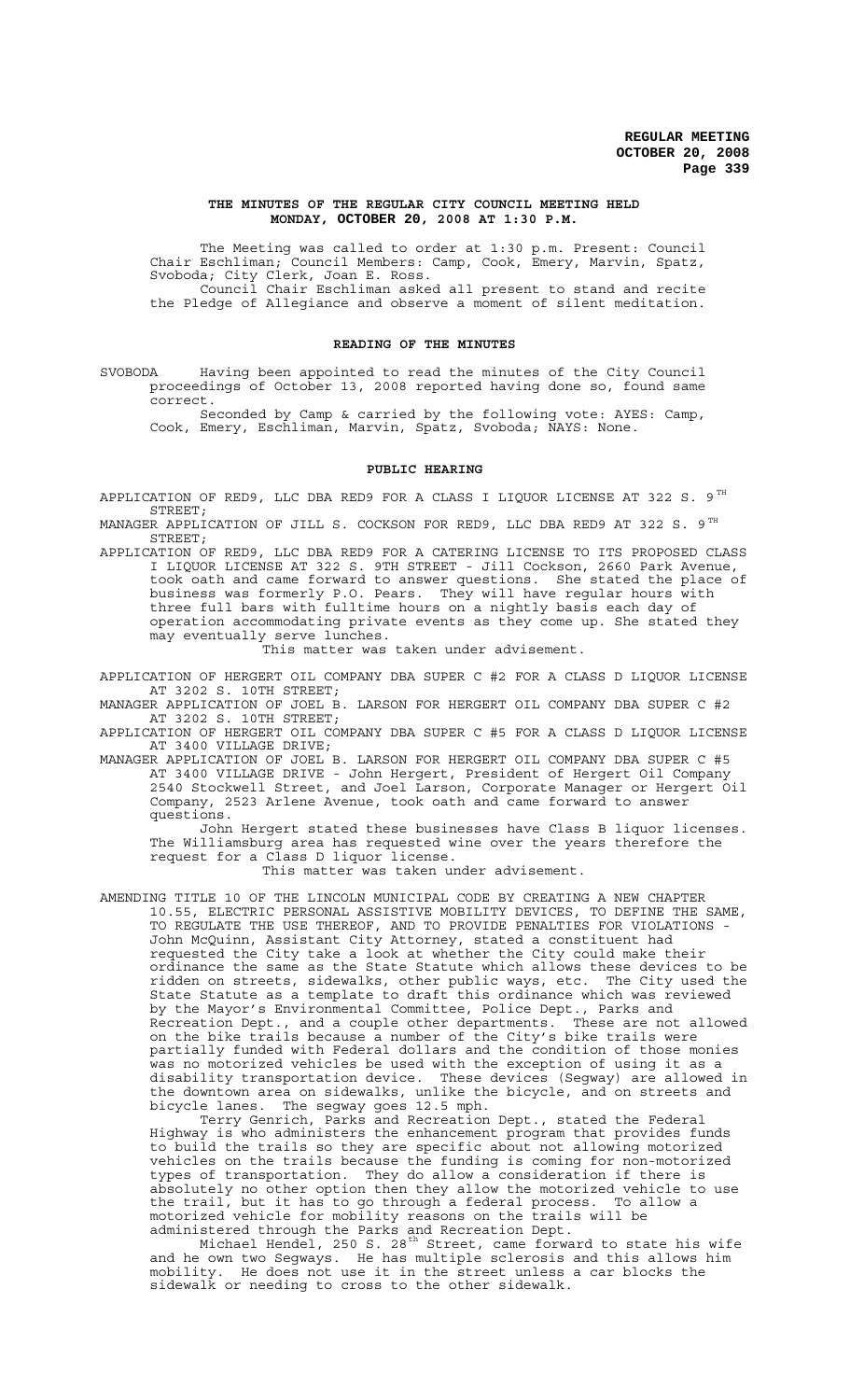**THE MINUTES OF THE REGULAR CITY COUNCIL MEETING HELD MONDAY, OCTOBER 20, 2008 AT 1:30 P.M.**

The Meeting was called to order at 1:30 p.m. Present: Council Chair Eschliman; Council Members: Camp, Cook, Emery, Marvin, Spatz, Svoboda; City Clerk, Joan E. Ross.

Council Chair Eschliman asked all present to stand and recite the Pledge of Allegiance and observe a moment of silent meditation.

## READING OF THE MINUTES

SVOBODA Having been appointed to read the minutes of the City Council proceedings of October 13, 2008 reported having done so, found same correct.

Seconded by Camp & carried by the following vote: AYES: Camp, Cook, Emery, Eschliman, Marvin, Spatz, Svoboda; NAYS: None.

## PUBLIC HEARING

APPLICATION OF RED9, LLC DBA RED9 FOR A CLASS I LIQUOR LICENSE AT 322 S. 9TH STREET;

MANAGER APPLICATION OF JILL S. COCKSON FOR RED9, LLC DBA RED9 AT 322 S. 9TH STREET;

APPLICATION OF RED9, LLC DBA RED9 FOR A CATERING LICENSE TO ITS PROPOSED CLASS I LIQUOR LICENSE AT 322 S. 9TH STREET - Jill Cockson, 2660 Park Avenue, took oath and came forward to answer questions. She stated the place of business was formerly P.O. Pears. They will have regular hours with three full bars with fulltime hours on a nightly basis each day of operation accommodating private events as they come up. She stated they may eventually serve lunches.

This matter was taken under advisement.

APPLICATION OF HERGERT OIL COMPANY DBA SUPER C #2 FOR A CLASS D LIQUOR LICENSE AT 3202 S. 10TH STREET;

MANAGER APPLICATION OF JOEL B. LARSON FOR HERGERT OIL COMPANY DBA SUPER C #2 AT 3202 S. 10TH STREET;

APPLICATION OF HERGERT OIL COMPANY DBA SUPER C #5 FOR A CLASS D LIQUOR LICENSE AT 3400 VILLAGE DRIVE;

MANAGER APPLICATION OF JOEL B. LARSON FOR HERGERT OIL COMPANY DBA SUPER C #5 AT 3400 VILLAGE DRIVE - John Hergert, President of Hergert Oil Company 2540 Stockwell Street, and Joel Larson, Corporate Manager or Hergert Oil Company, 2523 Arlene Avenue, took oath and came forward to answer questions.

John Hergert stated these businesses have Class B liquor licenses. The Williamsburg area has requested wine over the years therefore the request for a Class D liquor license.

This matter was taken under advisement.

AMENDING TITLE 10 OF THE LINCOLN MUNICIPAL CODE BY CREATING A NEW CHAPTER 10.55, ELECTRIC PERSONAL ASSISTIVE MOBILITY DEVICES, TO DEFINE THE SAME, TO REGULATE THE USE THEREOF, AND TO PROVIDE PENALTIES FOR VIOLATIONS - John McQuinn, Assistant City Attorney, stated a constituent had requested the City take a look at whether the City could make their ordinance the same as the State Statute which allows these devices to be ridden on streets, sidewalks, other public ways, etc. The City used the State Statute as a template to draft this ordinance which was reviewed by the Mayor's Environmental Committee, Police Dept., Parks and Recreation Dept., and a couple other departments. These are not allowed on the bike trails because a number of the City's bike trails were partially funded with Federal dollars and the condition of those monies was no motorized vehicles be used with the exception of using it as a disability transportation device. These devices (Segway) are allowed in the downtown area on sidewalks, unlike the bicycle, and on streets and bicycle lanes. The segway goes 12.5 mph.

Terry Genrich, Parks and Recreation Dept., stated the Federal Highway is who administers the enhancement program that provides funds to build the trails so they are specific about not allowing motorized vehicles on the trails because the funding is coming for non-motorized types of transportation. They do allow a consideration if there is absolutely no other option then they allow the motorized vehicle to use the trail, but it has to go through a federal process. To allow a motorized vehicle for mobility reasons on the trails will be administered through the Parks and Recreation Dept.

Michael Hendel, 250 S. 28th Street, came forward to state his wife and he own two Segways. He has multiple sclerosis and this allows him mobility. He does not use it in the street unless a car blocks the sidewalk or needing to cross to the other sidewalk.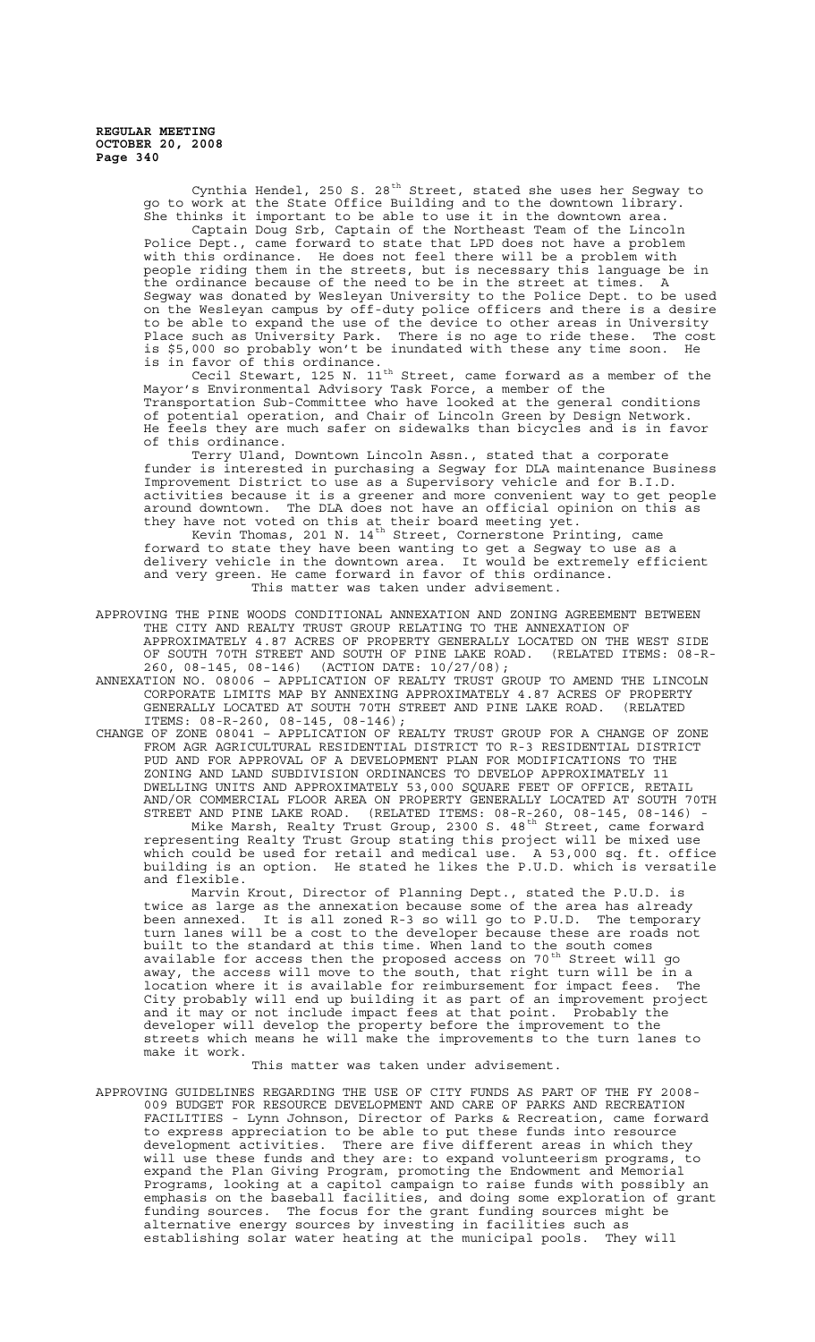Cynthia Hendel, 250 S. 28th Street, stated she uses her Segway to go to work at the State Office Building and to the downtown library. She thinks it important to be able to use it in the downtown area.

Captain Doug Srb, Captain of the Northeast Team of the Lincoln Police Dept., came forward to state that LPD does not have a problem with this ordinance. He does not feel there will be a problem with people riding them in the streets, but is necessary this language be in the ordinance because of the need to be in the street at times. A Segway was donated by Wesleyan University to the Police Dept. to be used on the Wesleyan campus by off-duty police officers and there is a desire to be able to expand the use of the device to other areas in University Place such as University Park. There is no age to ride these. The cost is $5,000 so probably won't be inundated with these any time soon. He is in favor of this ordinance.

Cecil Stewart, 125 N. 11th Street, came forward as a member of the Mayor's Environmental Advisory Task Force, a member of the Transportation Sub-Committee who have looked at the general conditions of potential operation, and Chair of Lincoln Green by Design Network. He feels they are much safer on sidewalks than bicycles and is in favor of this ordinance.

Terry Uland, Downtown Lincoln Assn., stated that a corporate funder is interested in purchasing a Segway for DLA maintenance Business Improvement District to use as a Supervisory vehicle and for B.I.D. activities because it is a greener and more convenient way to get people around downtown. The DLA does not have an official opinion on this as they have not voted on this at their board meeting yet.

Kevin Thomas, 201 N. 14th Street, Cornerstone Printing, came forward to state they have been wanting to get a Segway to use as a delivery vehicle in the downtown area. It would be extremely efficient and very green. He came forward in favor of this ordinance.

This matter was taken under advisement.

APPROVING THE PINE WOODS CONDITIONAL ANNEXATION AND ZONING AGREEMENT BETWEEN THE CITY AND REALTY TRUST GROUP RELATING TO THE ANNEXATION OF APPROXIMATELY 4.87 ACRES OF PROPERTY GENERALLY LOCATED ON THE WEST SIDE OF SOUTH 70TH STREET AND SOUTH OF PINE LAKE ROAD. (RELATED ITEMS: 08-R-260, 08-145, 08-146) (ACTION DATE: 10/27/08);

ANNEXATION NO. 08006 – APPLICATION OF REALTY TRUST GROUP TO AMEND THE LINCOLN CORPORATE LIMITS MAP BY ANNEXING APPROXIMATELY 4.87 ACRES OF PROPERTY GENERALLY LOCATED AT SOUTH 70TH STREET AND PINE LAKE ROAD. (RELATED ITEMS: 08-R-260, 08-145, 08-146);

CHANGE OF ZONE 08041 – APPLICATION OF REALTY TRUST GROUP FOR A CHANGE OF ZONE FROM AGR AGRICULTURAL RESIDENTIAL DISTRICT TO R-3 RESIDENTIAL DISTRICT PUD AND FOR APPROVAL OF A DEVELOPMENT PLAN FOR MODIFICATIONS TO THE ZONING AND LAND SUBDIVISION ORDINANCES TO DEVELOP APPROXIMATELY 11 DWELLING UNITS AND APPROXIMATELY 53,000 SQUARE FEET OF OFFICE, RETAIL AND/OR COMMERCIAL FLOOR AREA ON PROPERTY GENERALLY LOCATED AT SOUTH 70TH STREET AND PINE LAKE ROAD. (RELATED ITEMS: 08-R-260, 08-145, 08-146) - Mike Marsh, Realty Trust Group, 2300 S. 48th Street, came forward representing Realty Trust Group stating this project will be mixed use which could be used for retail and medical use. A 53,000 sq. ft. office building is an option. He stated he likes the P.U.D. which is versatile and flexible.

Marvin Krout, Director of Planning Dept., stated the P.U.D. is twice as large as the annexation because some of the area has already been annexed. It is all zoned R-3 so will go to P.U.D. The temporary turn lanes will be a cost to the developer because these are roads not built to the standard at this time. When land to the south comes available for access then the proposed access on 70th Street will go away, the access will move to the south, that right turn will be in a location where it is available for reimbursement for impact fees. The City probably will end up building it as part of an improvement project and it may or not include impact fees at that point. Probably the developer will develop the property before the improvement to the streets which means he will make the improvements to the turn lanes to make it work.

This matter was taken under advisement.

APPROVING GUIDELINES REGARDING THE USE OF CITY FUNDS AS PART OF THE FY 2008-009 BUDGET FOR RESOURCE DEVELOPMENT AND CARE OF PARKS AND RECREATION FACILITIES - Lynn Johnson, Director of Parks & Recreation, came forward to express appreciation to be able to put these funds into resource development activities. There are five different areas in which they will use these funds and they are: to expand volunteerism programs, to expand the Plan Giving Program, promoting the Endowment and Memorial Programs, looking at a capitol campaign to raise funds with possibly an emphasis on the baseball facilities, and doing some exploration of grant funding sources. The focus for the grant funding sources might be alternative energy sources by investing in facilities such as establishing solar water heating at the municipal pools. They will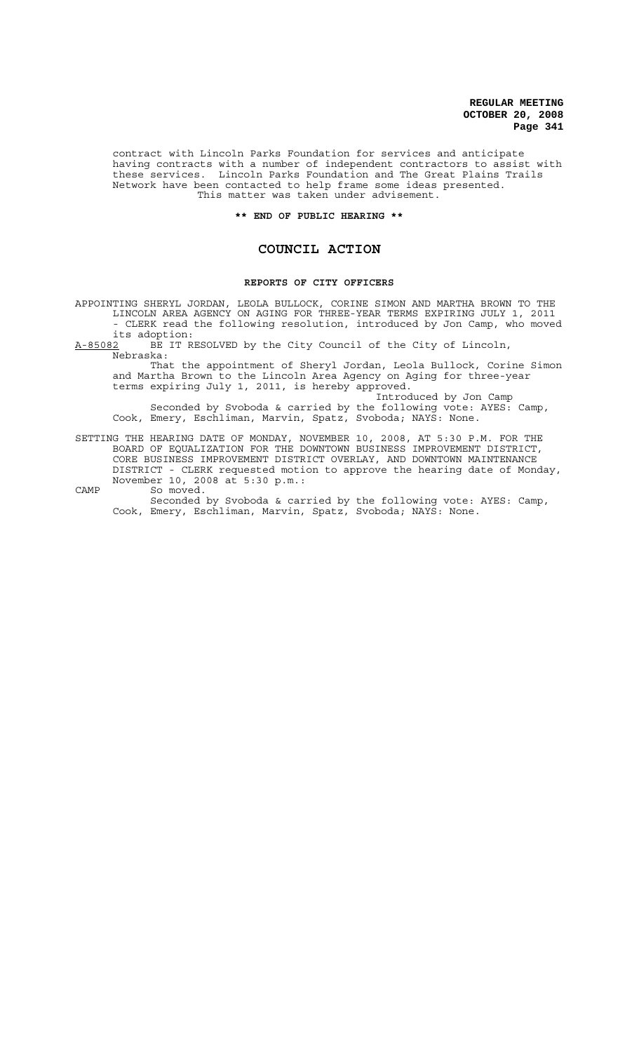contract with Lincoln Parks Foundation for services and anticipate having contracts with a number of independent contractors to assist with these services. Lincoln Parks Foundation and The Great Plains Trails Network have been contacted to help frame some ideas presented.
This matter was taken under advisement.

**\*\* END OF PUBLIC HEARING \*\***

## COUNCIL ACTION

### REPORTS OF CITY OFFICERS

APPOINTING SHERYL JORDAN, LEOLA BULLOCK, CORINE SIMON AND MARTHA BROWN TO THE LINCOLN AREA AGENCY ON AGING FOR THREE-YEAR TERMS EXPIRING JULY 1, 2011 - CLERK read the following resolution, introduced by Jon Camp, who moved its adoption:

A-85082 BE IT RESOLVED by the City Council of the City of Lincoln, Nebraska:

That the appointment of Sheryl Jordan, Leola Bullock, Corine Simon and Martha Brown to the Lincoln Area Agency on Aging for three-year terms expiring July 1, 2011, is hereby approved.

Introduced by Jon Camp

Seconded by Svoboda & carried by the following vote: AYES: Camp, Cook, Emery, Eschliman, Marvin, Spatz, Svoboda; NAYS: None.

SETTING THE HEARING DATE OF MONDAY, NOVEMBER 10, 2008, AT 5:30 P.M. FOR THE BOARD OF EQUALIZATION FOR THE DOWNTOWN BUSINESS IMPROVEMENT DISTRICT, CORE BUSINESS IMPROVEMENT DISTRICT OVERLAY, AND DOWNTOWN MAINTENANCE DISTRICT - CLERK requested motion to approve the hearing date of Monday, November 10, 2008 at 5:30 p.m.:

CAMP So moved.

Seconded by Svoboda & carried by the following vote: AYES: Camp, Cook, Emery, Eschliman, Marvin, Spatz, Svoboda; NAYS: None.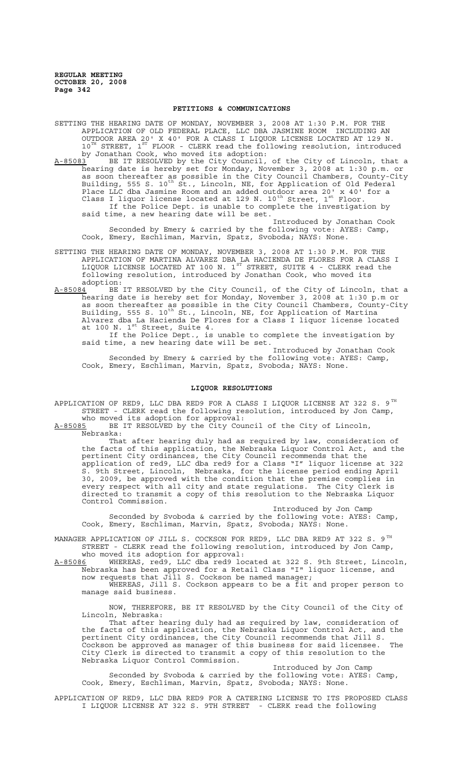## PETITIONS & COMMUNICATIONS

SETTING THE HEARING DATE OF MONDAY, NOVEMBER 3, 2008 AT 1:30 P.M. FOR THE APPLICATION OF OLD FEDERAL PLACE, LLC DBA JASMINE ROOM INCLUDING AN OUTDOOR AREA 20' X 40' FOR A CLASS I LIQUOR LICENSE LOCATED AT 129 N. 10TH STREET, 1ST FLOOR - CLERK read the following resolution, introduced by Jonathan Cook, who moved its adoption:

A-85083 BE IT RESOLVED by the City Council, of the City of Lincoln, that a hearing date is hereby set for Monday, November 3, 2008 at 1:30 p.m. or as soon thereafter as possible in the City Council Chambers, County-City Building, 555 S. 10th St., Lincoln, NE, for Application of Old Federal Place LLC dba Jasmine Room and an added outdoor area 20' x 40' for a Class I liquor license located at 129 N. 10th Street, 1st Floor.

If the Police Dept. is unable to complete the investigation by said time, a new hearing date will be set.

Introduced by Jonathan Cook

Seconded by Emery & carried by the following vote: AYES: Camp, Cook, Emery, Eschliman, Marvin, Spatz, Svoboda; NAYS: None.

SETTING THE HEARING DATE OF MONDAY, NOVEMBER 3, 2008 AT 1:30 P.M. FOR THE APPLICATION OF MARTINA ALVAREZ DBA LA HACIENDA DE FLORES FOR A CLASS I LIQUOR LICENSE LOCATED AT 100 N. 1ST STREET, SUITE 4 - CLERK read the following resolution, introduced by Jonathan Cook, who moved its adoption:

A-85084 BE IT RESOLVED by the City Council, of the City of Lincoln, that a hearing date is hereby set for Monday, November 3, 2008 at 1:30 p.m or as soon thereafter as possible in the City Council Chambers, County-City Building, 555 S. 10th St., Lincoln, NE, for Application of Martina Alvarez dba La Hacienda De Flores for a Class I liquor license located at 100 N. 1st Street, Suite 4.

If the Police Dept., is unable to complete the investigation by said time, a new hearing date will be set.

Introduced by Jonathan Cook

Seconded by Emery & carried by the following vote: AYES: Camp, Cook, Emery, Eschliman, Marvin, Spatz, Svoboda; NAYS: None.

## LIQUOR RESOLUTIONS

APPLICATION OF RED9, LLC DBA RED9 FOR A CLASS I LIQUOR LICENSE AT 322 S. 9TH STREET - CLERK read the following resolution, introduced by Jon Camp, who moved its adoption for approval:

A-85085 BE IT RESOLVED by the City Council of the City of Lincoln, Nebraska:

That after hearing duly had as required by law, consideration of the facts of this application, the Nebraska Liquor Control Act, and the pertinent City ordinances, the City Council recommends that the application of red9, LLC dba red9 for a Class "I" liquor license at 322 S. 9th Street, Lincoln, Nebraska, for the license period ending April 30, 2009, be approved with the condition that the premise complies in every respect with all city and state regulations. The City Clerk is directed to transmit a copy of this resolution to the Nebraska Liquor Control Commission.

Introduced by Jon Camp

Seconded by Svoboda & carried by the following vote: AYES: Camp, Cook, Emery, Eschliman, Marvin, Spatz, Svoboda; NAYS: None.

MANAGER APPLICATION OF JILL S. COCKSON FOR RED9, LLC DBA RED9 AT 322 S. 9TH STREET - CLERK read the following resolution, introduced by Jon Camp, who moved its adoption for approval:

A-85086 WHEREAS, red9, LLC dba red9 located at 322 S. 9th Street, Lincoln, Nebraska has been approved for a Retail Class "I" liquor license, and now requests that Jill S. Cockson be named manager;

WHEREAS, Jill S. Cockson appears to be a fit and proper person to manage said business.

NOW, THEREFORE, BE IT RESOLVED by the City Council of the City of Lincoln, Nebraska:

That after hearing duly had as required by law, consideration of the facts of this application, the Nebraska Liquor Control Act, and the pertinent City ordinances, the City Council recommends that Jill S. Cockson be approved as manager of this business for said licensee. The City Clerk is directed to transmit a copy of this resolution to the Nebraska Liquor Control Commission.

Introduced by Jon Camp

Seconded by Svoboda & carried by the following vote: AYES: Camp, Cook, Emery, Eschliman, Marvin, Spatz, Svoboda; NAYS: None.

APPLICATION OF RED9, LLC DBA RED9 FOR A CATERING LICENSE TO ITS PROPOSED CLASS I LIQUOR LICENSE AT 322 S. 9TH STREET - CLERK read the following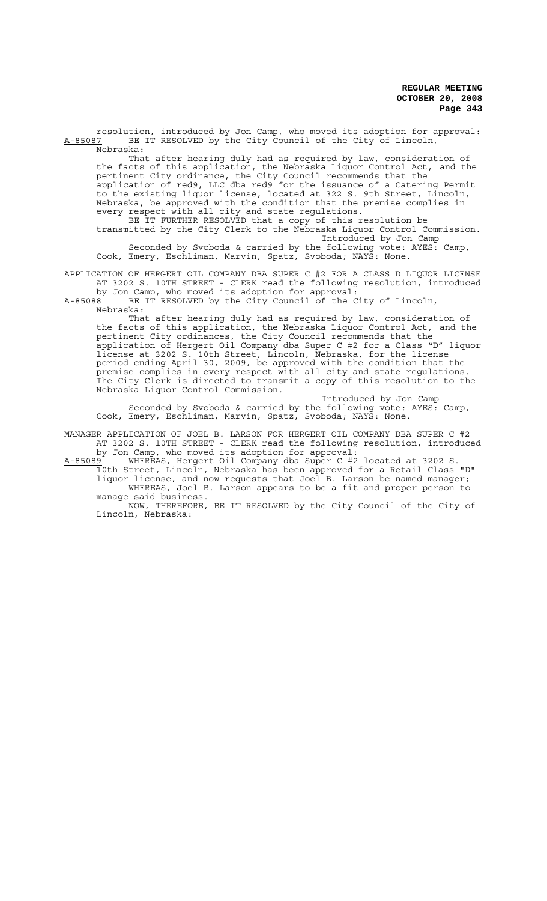resolution, introduced by Jon Camp, who moved its adoption for approval:

A-85087 BE IT RESOLVED by the City Council of the City of Lincoln, Nebraska:

That after hearing duly had as required by law, consideration of the facts of this application, the Nebraska Liquor Control Act, and the pertinent City ordinance, the City Council recommends that the application of red9, LLC dba red9 for the issuance of a Catering Permit to the existing liquor license, located at 322 S. 9th Street, Lincoln, Nebraska, be approved with the condition that the premise complies in every respect with all city and state regulations.

BE IT FURTHER RESOLVED that a copy of this resolution be transmitted by the City Clerk to the Nebraska Liquor Control Commission.

Introduced by Jon Camp

Seconded by Svoboda & carried by the following vote: AYES: Camp, Cook, Emery, Eschliman, Marvin, Spatz, Svoboda; NAYS: None.

APPLICATION OF HERGERT OIL COMPANY DBA SUPER C #2 FOR A CLASS D LIQUOR LICENSE AT 3202 S. 10TH STREET - CLERK read the following resolution, introduced by Jon Camp, who moved its adoption for approval:

A-85088 BE IT RESOLVED by the City Council of the City of Lincoln, Nebraska:

That after hearing duly had as required by law, consideration of the facts of this application, the Nebraska Liquor Control Act, and the pertinent City ordinances, the City Council recommends that the application of Hergert Oil Company dba Super C #2 for a Class "D" liquor license at 3202 S. 10th Street, Lincoln, Nebraska, for the license period ending April 30, 2009, be approved with the condition that the premise complies in every respect with all city and state regulations. The City Clerk is directed to transmit a copy of this resolution to the Nebraska Liquor Control Commission.

Introduced by Jon Camp

Seconded by Svoboda & carried by the following vote: AYES: Camp, Cook, Emery, Eschliman, Marvin, Spatz, Svoboda; NAYS: None.

MANAGER APPLICATION OF JOEL B. LARSON FOR HERGERT OIL COMPANY DBA SUPER C #2 AT 3202 S. 10TH STREET - CLERK read the following resolution, introduced by Jon Camp, who moved its adoption for approval:

A-85089 WHEREAS, Hergert Oil Company dba Super C #2 located at 3202 S. 10th Street, Lincoln, Nebraska has been approved for a Retail Class "D" liquor license, and now requests that Joel B. Larson be named manager;

WHEREAS, Joel B. Larson appears to be a fit and proper person to manage said business.

NOW, THEREFORE, BE IT RESOLVED by the City Council of the City of Lincoln, Nebraska: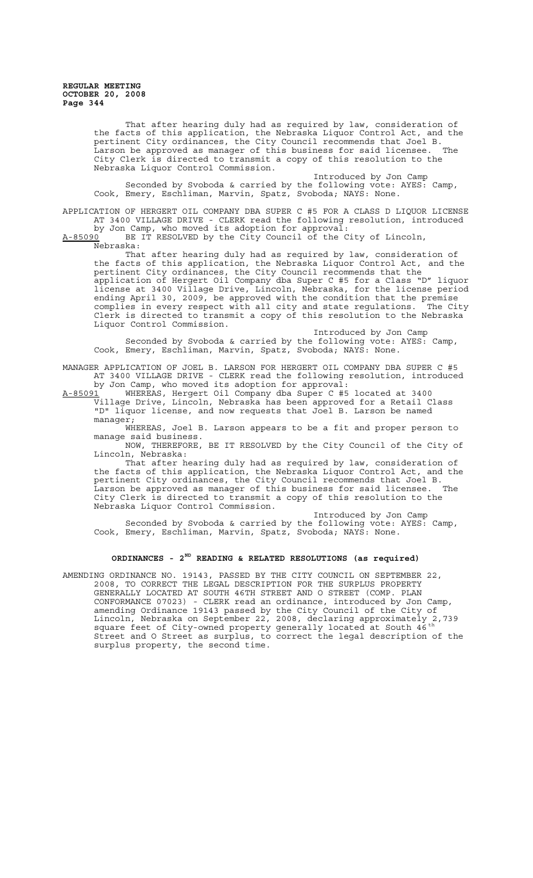That after hearing duly had as required by law, consideration of the facts of this application, the Nebraska Liquor Control Act, and the pertinent City ordinances, the City Council recommends that Joel B. Larson be approved as manager of this business for said licensee. The City Clerk is directed to transmit a copy of this resolution to the Nebraska Liquor Control Commission.

Introduced by Jon Camp

Seconded by Svoboda & carried by the following vote: AYES: Camp, Cook, Emery, Eschliman, Marvin, Spatz, Svoboda; NAYS: None.

APPLICATION OF HERGERT OIL COMPANY DBA SUPER C #5 FOR A CLASS D LIQUOR LICENSE AT 3400 VILLAGE DRIVE - CLERK read the following resolution, introduced by Jon Camp, who moved its adoption for approval:

A-85090 BE IT RESOLVED by the City Council of the City of Lincoln, Nebraska:

That after hearing duly had as required by law, consideration of the facts of this application, the Nebraska Liquor Control Act, and the pertinent City ordinances, the City Council recommends that the application of Hergert Oil Company dba Super C #5 for a Class "D" liquor license at 3400 Village Drive, Lincoln, Nebraska, for the license period ending April 30, 2009, be approved with the condition that the premise complies in every respect with all city and state regulations. The City Clerk is directed to transmit a copy of this resolution to the Nebraska Liquor Control Commission.

Introduced by Jon Camp

Seconded by Svoboda & carried by the following vote: AYES: Camp, Cook, Emery, Eschliman, Marvin, Spatz, Svoboda; NAYS: None.

MANAGER APPLICATION OF JOEL B. LARSON FOR HERGERT OIL COMPANY DBA SUPER C #5 AT 3400 VILLAGE DRIVE - CLERK read the following resolution, introduced by Jon Camp, who moved its adoption for approval:

A-85091 WHEREAS, Hergert Oil Company dba Super C #5 located at 3400 Village Drive, Lincoln, Nebraska has been approved for a Retail Class "D" liquor license, and now requests that Joel B. Larson be named manager;

WHEREAS, Joel B. Larson appears to be a fit and proper person to manage said business.

NOW, THEREFORE, BE IT RESOLVED by the City Council of the City of Lincoln, Nebraska:

That after hearing duly had as required by law, consideration of the facts of this application, the Nebraska Liquor Control Act, and the pertinent City ordinances, the City Council recommends that Joel B. Larson be approved as manager of this business for said licensee. The City Clerk is directed to transmit a copy of this resolution to the Nebraska Liquor Control Commission.

Introduced by Jon Camp

Seconded by Svoboda & carried by the following vote: AYES: Camp, Cook, Emery, Eschliman, Marvin, Spatz, Svoboda; NAYS: None.

## ORDINANCES - 2ND READING & RELATED RESOLUTIONS (as required)

AMENDING ORDINANCE NO. 19143, PASSED BY THE CITY COUNCIL ON SEPTEMBER 22, 2008, TO CORRECT THE LEGAL DESCRIPTION FOR THE SURPLUS PROPERTY GENERALLY LOCATED AT SOUTH 46TH STREET AND O STREET (COMP. PLAN CONFORMANCE 07023) - CLERK read an ordinance, introduced by Jon Camp, amending Ordinance 19143 passed by the City Council of the City of Lincoln, Nebraska on September 22, 2008, declaring approximately 2,739 square feet of City-owned property generally located at South 46th Street and O Street as surplus, to correct the legal description of the surplus property, the second time.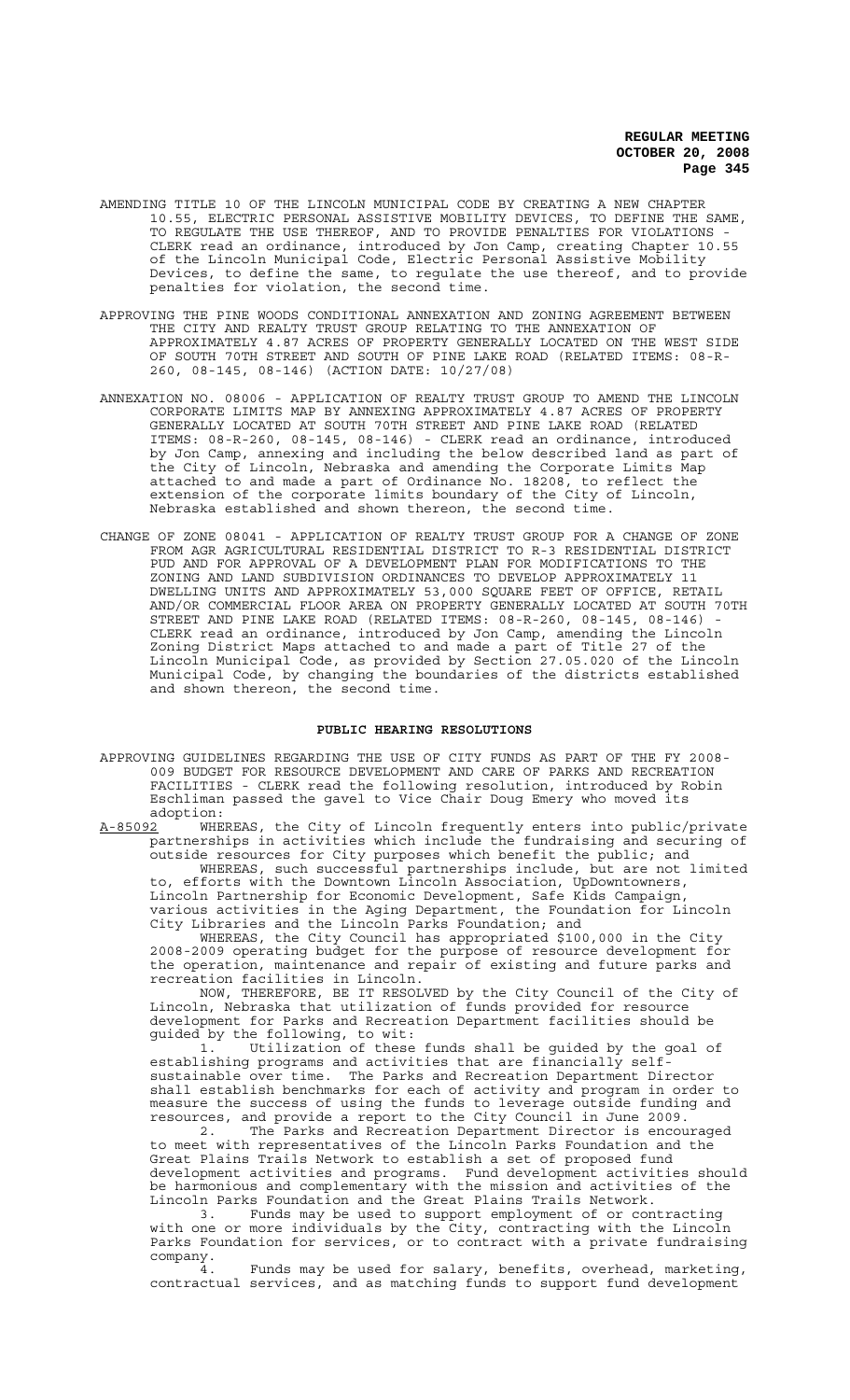AMENDING TITLE 10 OF THE LINCOLN MUNICIPAL CODE BY CREATING A NEW CHAPTER 10.55, ELECTRIC PERSONAL ASSISTIVE MOBILITY DEVICES, TO DEFINE THE SAME, TO REGULATE THE USE THEREOF, AND TO PROVIDE PENALTIES FOR VIOLATIONS - CLERK read an ordinance, introduced by Jon Camp, creating Chapter 10.55 of the Lincoln Municipal Code, Electric Personal Assistive Mobility Devices, to define the same, to regulate the use thereof, and to provide penalties for violation, the second time.

APPROVING THE PINE WOODS CONDITIONAL ANNEXATION AND ZONING AGREEMENT BETWEEN THE CITY AND REALTY TRUST GROUP RELATING TO THE ANNEXATION OF APPROXIMATELY 4.87 ACRES OF PROPERTY GENERALLY LOCATED ON THE WEST SIDE OF SOUTH 70TH STREET AND SOUTH OF PINE LAKE ROAD (RELATED ITEMS: 08-R-260, 08-145, 08-146) (ACTION DATE: 10/27/08)

ANNEXATION NO. 08006 - APPLICATION OF REALTY TRUST GROUP TO AMEND THE LINCOLN CORPORATE LIMITS MAP BY ANNEXING APPROXIMATELY 4.87 ACRES OF PROPERTY GENERALLY LOCATED AT SOUTH 70TH STREET AND PINE LAKE ROAD (RELATED ITEMS: 08-R-260, 08-145, 08-146) - CLERK read an ordinance, introduced by Jon Camp, annexing and including the below described land as part of the City of Lincoln, Nebraska and amending the Corporate Limits Map attached to and made a part of Ordinance No. 18208, to reflect the extension of the corporate limits boundary of the City of Lincoln, Nebraska established and shown thereon, the second time.

CHANGE OF ZONE 08041 - APPLICATION OF REALTY TRUST GROUP FOR A CHANGE OF ZONE FROM AGR AGRICULTURAL RESIDENTIAL DISTRICT TO R-3 RESIDENTIAL DISTRICT PUD AND FOR APPROVAL OF A DEVELOPMENT PLAN FOR MODIFICATIONS TO THE ZONING AND LAND SUBDIVISION ORDINANCES TO DEVELOP APPROXIMATELY 11 DWELLING UNITS AND APPROXIMATELY 53,000 SQUARE FEET OF OFFICE, RETAIL AND/OR COMMERCIAL FLOOR AREA ON PROPERTY GENERALLY LOCATED AT SOUTH 70TH STREET AND PINE LAKE ROAD (RELATED ITEMS: 08-R-260, 08-145, 08-146) - CLERK read an ordinance, introduced by Jon Camp, amending the Lincoln Zoning District Maps attached to and made a part of Title 27 of the Lincoln Municipal Code, as provided by Section 27.05.020 of the Lincoln Municipal Code, by changing the boundaries of the districts established and shown thereon, the second time.

## PUBLIC HEARING RESOLUTIONS

APPROVING GUIDELINES REGARDING THE USE OF CITY FUNDS AS PART OF THE FY 2008-009 BUDGET FOR RESOURCE DEVELOPMENT AND CARE OF PARKS AND RECREATION FACILITIES - CLERK read the following resolution, introduced by Robin Eschliman passed the gavel to Vice Chair Doug Emery who moved its adoption:

A-85092 WHEREAS, the City of Lincoln frequently enters into public/private partnerships in activities which include the fundraising and securing of outside resources for City purposes which benefit the public; and

WHEREAS, such successful partnerships include, but are not limited to, efforts with the Downtown Lincoln Association, UpDowntowners, Lincoln Partnership for Economic Development, Safe Kids Campaign, various activities in the Aging Department, the Foundation for Lincoln City Libraries and the Lincoln Parks Foundation; and

WHEREAS, the City Council has appropriated $100,000 in the City 2008-2009 operating budget for the purpose of resource development for the operation, maintenance and repair of existing and future parks and recreation facilities in Lincoln.

NOW, THEREFORE, BE IT RESOLVED by the City Council of the City of Lincoln, Nebraska that utilization of funds provided for resource development for Parks and Recreation Department facilities should be guided by the following, to wit:

1. Utilization of these funds shall be guided by the goal of establishing programs and activities that are financially self-sustainable over time. The Parks and Recreation Department Director shall establish benchmarks for each of activity and program in order to measure the success of using the funds to leverage outside funding and resources, and provide a report to the City Council in June 2009.

2. The Parks and Recreation Department Director is encouraged to meet with representatives of the Lincoln Parks Foundation and the Great Plains Trails Network to establish a set of proposed fund development activities and programs. Fund development activities should be harmonious and complementary with the mission and activities of the Lincoln Parks Foundation and the Great Plains Trails Network.

3. Funds may be used to support employment of or contracting with one or more individuals by the City, contracting with the Lincoln Parks Foundation for services, or to contract with a private fundraising company.

4. Funds may be used for salary, benefits, overhead, marketing, contractual services, and as matching funds to support fund development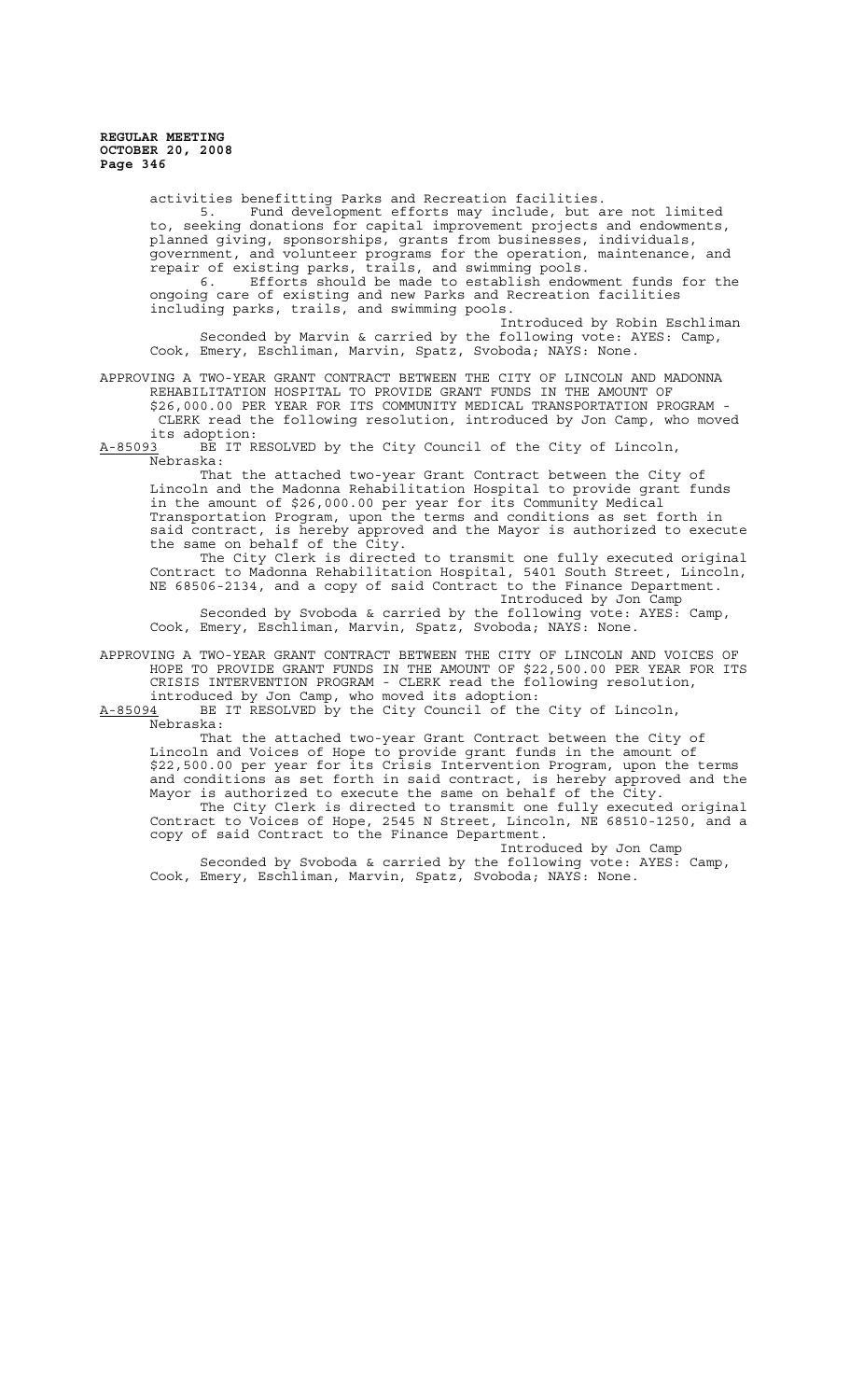activities benefitting Parks and Recreation facilities.

5. Fund development efforts may include, but are not limited to, seeking donations for capital improvement projects and endowments, planned giving, sponsorships, grants from businesses, individuals, government, and volunteer programs for the operation, maintenance, and repair of existing parks, trails, and swimming pools.

6. Efforts should be made to establish endowment funds for the ongoing care of existing and new Parks and Recreation facilities including parks, trails, and swimming pools.

Introduced by Robin Eschliman

Seconded by Marvin & carried by the following vote: AYES: Camp, Cook, Emery, Eschliman, Marvin, Spatz, Svoboda; NAYS: None.

APPROVING A TWO-YEAR GRANT CONTRACT BETWEEN THE CITY OF LINCOLN AND MADONNA REHABILITATION HOSPITAL TO PROVIDE GRANT FUNDS IN THE AMOUNT OF $26,000.00 PER YEAR FOR ITS COMMUNITY MEDICAL TRANSPORTATION PROGRAM - CLERK read the following resolution, introduced by Jon Camp, who moved its adoption:

A-85093 BE IT RESOLVED by the City Council of the City of Lincoln, Nebraska:

That the attached two-year Grant Contract between the City of Lincoln and the Madonna Rehabilitation Hospital to provide grant funds in the amount of $26,000.00 per year for its Community Medical Transportation Program, upon the terms and conditions as set forth in said contract, is hereby approved and the Mayor is authorized to execute the same on behalf of the City.

The City Clerk is directed to transmit one fully executed original Contract to Madonna Rehabilitation Hospital, 5401 South Street, Lincoln, NE 68506-2134, and a copy of said Contract to the Finance Department.

Introduced by Jon Camp

Seconded by Svoboda & carried by the following vote: AYES: Camp, Cook, Emery, Eschliman, Marvin, Spatz, Svoboda; NAYS: None.

APPROVING A TWO-YEAR GRANT CONTRACT BETWEEN THE CITY OF LINCOLN AND VOICES OF HOPE TO PROVIDE GRANT FUNDS IN THE AMOUNT OF $22,500.00 PER YEAR FOR ITS CRISIS INTERVENTION PROGRAM - CLERK read the following resolution, introduced by Jon Camp, who moved its adoption:

A-85094 BE IT RESOLVED by the City Council of the City of Lincoln, Nebraska:

That the attached two-year Grant Contract between the City of Lincoln and Voices of Hope to provide grant funds in the amount of $22,500.00 per year for its Crisis Intervention Program, upon the terms and conditions as set forth in said contract, is hereby approved and the Mayor is authorized to execute the same on behalf of the City.

The City Clerk is directed to transmit one fully executed original Contract to Voices of Hope, 2545 N Street, Lincoln, NE 68510-1250, and a copy of said Contract to the Finance Department.

Introduced by Jon Camp

Seconded by Svoboda & carried by the following vote: AYES: Camp, Cook, Emery, Eschliman, Marvin, Spatz, Svoboda; NAYS: None.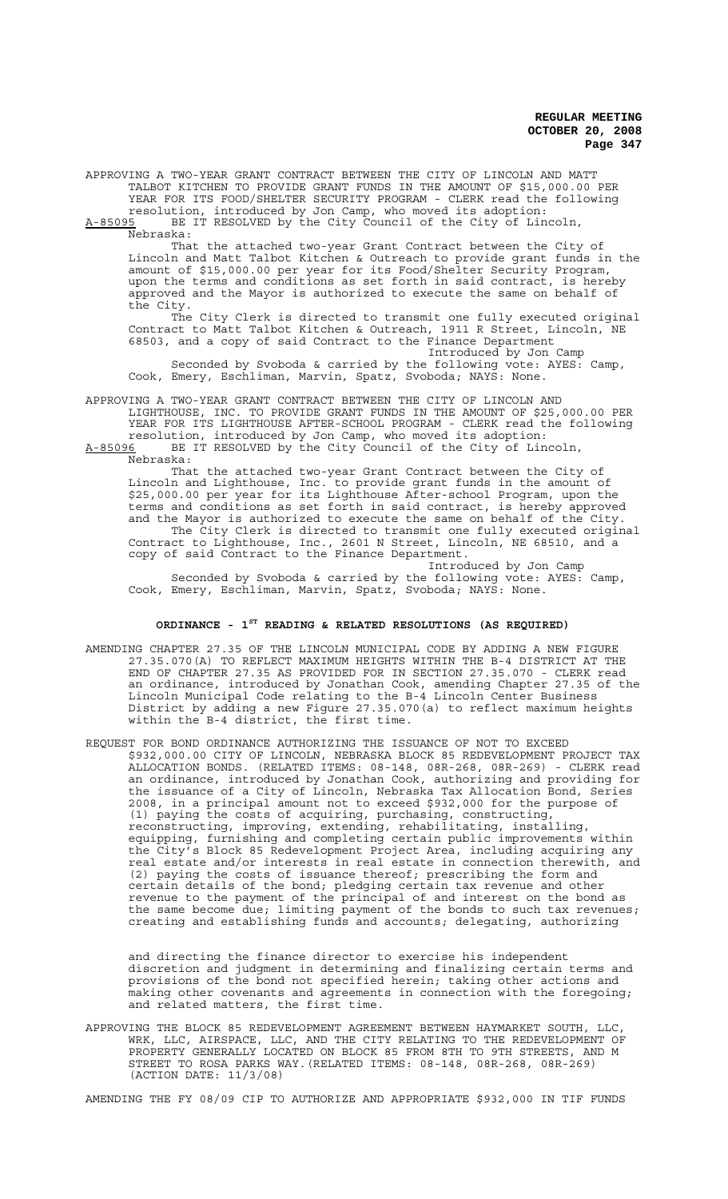APPROVING A TWO-YEAR GRANT CONTRACT BETWEEN THE CITY OF LINCOLN AND MATT TALBOT KITCHEN TO PROVIDE GRANT FUNDS IN THE AMOUNT OF $15,000.00 PER YEAR FOR ITS FOOD/SHELTER SECURITY PROGRAM - CLERK read the following resolution, introduced by Jon Camp, who moved its adoption:

A-85095 BE IT RESOLVED by the City Council of the City of Lincoln, Nebraska:

That the attached two-year Grant Contract between the City of Lincoln and Matt Talbot Kitchen & Outreach to provide grant funds in the amount of $15,000.00 per year for its Food/Shelter Security Program, upon the terms and conditions as set forth in said contract, is hereby approved and the Mayor is authorized to execute the same on behalf of the City.

The City Clerk is directed to transmit one fully executed original Contract to Matt Talbot Kitchen & Outreach, 1911 R Street, Lincoln, NE 68503, and a copy of said Contract to the Finance Department

Introduced by Jon Camp

Seconded by Svoboda & carried by the following vote: AYES: Camp, Cook, Emery, Eschliman, Marvin, Spatz, Svoboda; NAYS: None.

APPROVING A TWO-YEAR GRANT CONTRACT BETWEEN THE CITY OF LINCOLN AND LIGHTHOUSE, INC. TO PROVIDE GRANT FUNDS IN THE AMOUNT OF $25,000.00 PER YEAR FOR ITS LIGHTHOUSE AFTER-SCHOOL PROGRAM - CLERK read the following resolution, introduced by Jon Camp, who moved its adoption:

A-85096 BE IT RESOLVED by the City Council of the City of Lincoln, Nebraska:

That the attached two-year Grant Contract between the City of Lincoln and Lighthouse, Inc. to provide grant funds in the amount of $25,000.00 per year for its Lighthouse After-school Program, upon the terms and conditions as set forth in said contract, is hereby approved and the Mayor is authorized to execute the same on behalf of the City.

The City Clerk is directed to transmit one fully executed original Contract to Lighthouse, Inc., 2601 N Street, Lincoln, NE 68510, and a copy of said Contract to the Finance Department.

Introduced by Jon Camp

Seconded by Svoboda & carried by the following vote: AYES: Camp, Cook, Emery, Eschliman, Marvin, Spatz, Svoboda; NAYS: None.

## ORDINANCE - 1ST READING & RELATED RESOLUTIONS (AS REQUIRED)

AMENDING CHAPTER 27.35 OF THE LINCOLN MUNICIPAL CODE BY ADDING A NEW FIGURE 27.35.070(A) TO REFLECT MAXIMUM HEIGHTS WITHIN THE B-4 DISTRICT AT THE END OF CHAPTER 27.35 AS PROVIDED FOR IN SECTION 27.35.070 - CLERK read an ordinance, introduced by Jonathan Cook, amending Chapter 27.35 of the Lincoln Municipal Code relating to the B-4 Lincoln Center Business District by adding a new Figure 27.35.070(a) to reflect maximum heights within the B-4 district, the first time.

REQUEST FOR BOND ORDINANCE AUTHORIZING THE ISSUANCE OF NOT TO EXCEED $932,000.00 CITY OF LINCOLN, NEBRASKA BLOCK 85 REDEVELOPMENT PROJECT TAX ALLOCATION BONDS. (RELATED ITEMS: 08-148, 08R-268, 08R-269) - CLERK read an ordinance, introduced by Jonathan Cook, authorizing and providing for the issuance of a City of Lincoln, Nebraska Tax Allocation Bond, Series 2008, in a principal amount not to exceed $932,000 for the purpose of (1) paying the costs of acquiring, purchasing, constructing, reconstructing, improving, extending, rehabilitating, installing, equipping, furnishing and completing certain public improvements within the City's Block 85 Redevelopment Project Area, including acquiring any real estate and/or interests in real estate in connection therewith, and (2) paying the costs of issuance thereof; prescribing the form and certain details of the bond; pledging certain tax revenue and other revenue to the payment of the principal of and interest on the bond as the same become due; limiting payment of the bonds to such tax revenues; creating and establishing funds and accounts; delegating, authorizing and directing the finance director to exercise his independent discretion and judgment in determining and finalizing certain terms and provisions of the bond not specified herein; taking other actions and making other covenants and agreements in connection with the foregoing; and related matters, the first time.

APPROVING THE BLOCK 85 REDEVELOPMENT AGREEMENT BETWEEN HAYMARKET SOUTH, LLC, WRK, LLC, AIRSPACE, LLC, AND THE CITY RELATING TO THE REDEVELOPMENT OF PROPERTY GENERALLY LOCATED ON BLOCK 85 FROM 8TH TO 9TH STREETS, AND M STREET TO ROSA PARKS WAY.(RELATED ITEMS: 08-148, 08R-268, 08R-269) (ACTION DATE: 11/3/08)

AMENDING THE FY 08/09 CIP TO AUTHORIZE AND APPROPRIATE $932,000 IN TIF FUNDS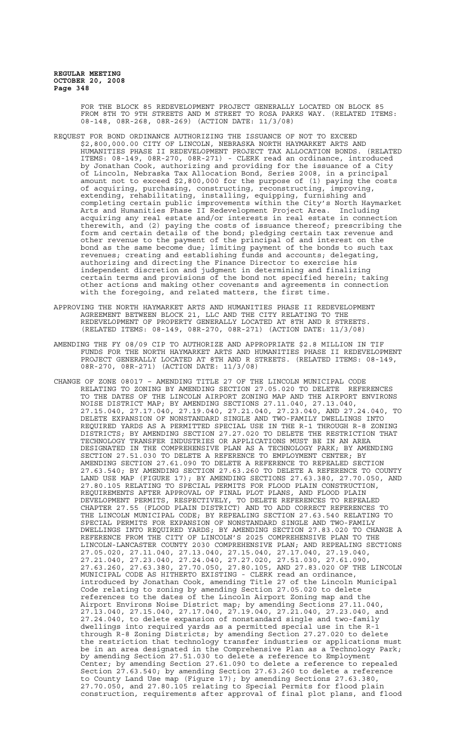FOR THE BLOCK 85 REDEVELOPMENT PROJECT GENERALLY LOCATED ON BLOCK 85 FROM 8TH TO 9TH STREETS AND M STREET TO ROSA PARKS WAY. (RELATED ITEMS: 08-148, 08R-268, 08R-269) (ACTION DATE: 11/3/08)

REQUEST FOR BOND ORDINANCE AUTHORIZING THE ISSUANCE OF NOT TO EXCEED $2,800,000.00 CITY OF LINCOLN, NEBRASKA NORTH HAYMARKET ARTS AND HUMANITIES PHASE II REDEVELOPMENT PROJECT TAX ALLOCATION BONDS. (RELATED ITEMS: 08-149, 08R-270, 08R-271) - CLERK read an ordinance, introduced by Jonathan Cook, authorizing and providing for the issuance of a City of Lincoln, Nebraska Tax Allocation Bond, Series 2008, in a principal amount not to exceed $2,800,000 for the purpose of (1) paying the costs of acquiring, purchasing, constructing, reconstructing, improving, extending, rehabilitating, installing, equipping, furnishing and completing certain public improvements within the City's North Haymarket Arts and Humanities Phase II Redevelopment Project Area. Including acquiring any real estate and/or interests in real estate in connection therewith, and (2) paying the costs of issuance thereof; prescribing the form and certain details of the bond; pledging certain tax revenue and other revenue to the payment of the principal of and interest on the bond as the same become due; limiting payment of the bonds to such tax revenues; creating and establishing funds and accounts; delegating, authorizing and directing the Finance Director to exercise his independent discretion and judgment in determining and finalizing certain terms and provisions of the bond not specified herein; taking other actions and making other covenants and agreements in connection with the foregoing, and related matters, the first time.

APPROVING THE NORTH HAYMARKET ARTS AND HUMANITIES PHASE II REDEVELOPMENT AGREEMENT BETWEEN BLOCK 21, LLC AND THE CITY RELATING TO THE REDEVELOPMENT OF PROPERTY GENERALLY LOCATED AT 8TH AND R STREETS. (RELATED ITEMS: 08-149, 08R-270, 08R-271) (ACTION DATE: 11/3/08)

AMENDING THE FY 08/09 CIP TO AUTHORIZE AND APPROPRIATE $2.8 MILLION IN TIF FUNDS FOR THE NORTH HAYMARKET ARTS AND HUMANITIES PHASE II REDEVELOPMENT PROJECT GENERALLY LOCATED AT 8TH AND R STREETS. (RELATED ITEMS: 08-149, 08R-270, 08R-271) (ACTION DATE: 11/3/08)

CHANGE OF ZONE 08017 – AMENDING TITLE 27 OF THE LINCOLN MUNICIPAL CODE RELATING TO ZONING BY AMENDING SECTION 27.05.020 TO DELETE REFERENCES TO THE DATES OF THE LINCOLN AIRPORT ZONING MAP AND THE AIRPORT ENVIRONS NOISE DISTRICT MAP; BY AMENDING SECTIONS 27.11.040, 27.13.040, 27.15.040, 27.17.040, 27.19.040, 27.21.040, 27.23.040, AND 27.24.040, TO DELETE EXPANSION OF NONSTANDARD SINGLE AND TWO-FAMILY DWELLINGS INTO REQUIRED YARDS AS A PERMITTED SPECIAL USE IN THE R-1 THROUGH R-8 ZONING DISTRICTS; BY AMENDING SECTION 27.27.020 TO DELETE THE RESTRICTION THAT TECHNOLOGY TRANSFER INDUSTRIES OR APPLICATIONS MUST BE IN AN AREA DESIGNATED IN THE COMPREHENSIVE PLAN AS A TECHNOLOGY PARK; BY AMENDING SECTION 27.51.030 TO DELETE A REFERENCE TO EMPLOYMENT CENTER; BY AMENDING SECTION 27.61.090 TO DELETE A REFERENCE TO REPEALED SECTION 27.63.540; BY AMENDING SECTION 27.63.260 TO DELETE A REFERENCE TO COUNTY LAND USE MAP (FIGURE 17); BY AMENDING SECTIONS 27.63.380, 27.70.050, AND 27.80.105 RELATING TO SPECIAL PERMITS FOR FLOOD PLAIN CONSTRUCTION, REQUIREMENTS AFTER APPROVAL OF FINAL PLOT PLANS, AND FLOOD PLAIN DEVELOPMENT PERMITS, RESPECTIVELY, TO DELETE REFERENCES TO REPEALED CHAPTER 27.55 (FLOOD PLAIN DISTRICT) AND TO ADD CORRECT REFERENCES TO THE LINCOLN MUNICIPAL CODE; BY REPEALING SECTION 27.63.540 RELATING TO SPECIAL PERMITS FOR EXPANSION OF NONSTANDARD SINGLE AND TWO-FAMILY DWELLINGS INTO REQUIRED YARDS; BY AMENDING SECTION 27.83.020 TO CHANGE A REFERENCE FROM THE CITY OF LINCOLN'S 2025 COMPREHENSIVE PLAN TO THE LINCOLN-LANCASTER COUNTY 2030 COMPREHENSIVE PLAN; AND REPEALING SECTIONS 27.05.020, 27.11.040, 27.13.040, 27.15.040, 27.17.040, 27.19.040, 27.21.040, 27.23.040, 27.24.040, 27.27.020, 27.51.030, 27.61.090, 27.63.260, 27.63.380, 27.70.050, 27.80.105, AND 27.83.020 OF THE LINCOLN MUNICIPAL CODE AS HITHERTO EXISTING - CLERK read an ordinance, introduced by Jonathan Cook, amending Title 27 of the Lincoln Municipal Code relating to zoning by amending Section 27.05.020 to delete references to the dates of the Lincoln Airport Zoning map and the Airport Environs Noise District map; by amending Sections 27.11.040, 27.13.040, 27.15.040, 27.17.040, 27.19.040, 27.21.040, 27.23.040, and 27.24.040, to delete expansion of nonstandard single and two-family dwellings into required yards as a permitted special use in the R-1 through R-8 Zoning Districts; by amending Section 27.27.020 to delete the restriction that technology transfer industries or applications must be in an area designated in the Comprehensive Plan as a Technology Park; by amending Section 27.51.030 to delete a reference to Employment Center; by amending Section 27.61.090 to delete a reference to repealed Section 27.63.540; by amending Section 27.63.260 to delete a reference to County Land Use map (Figure 17); by amending Sections 27.63.380, 27.70.050, and 27.80.105 relating to Special Permits for flood plain construction, requirements after approval of final plot plans, and flood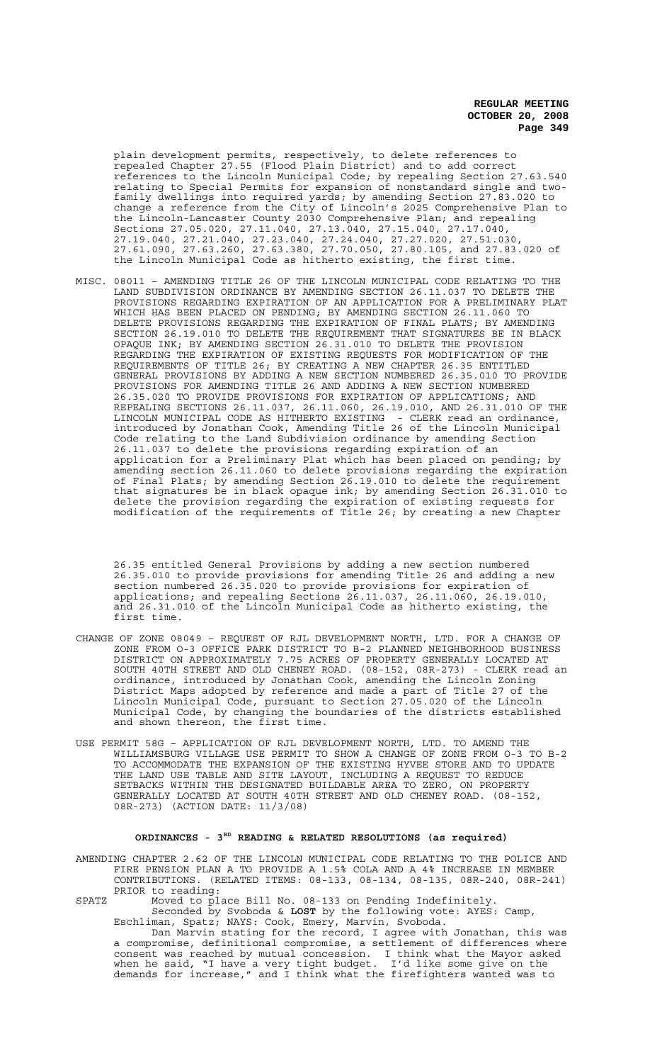plain development permits, respectively, to delete references to repealed Chapter 27.55 (Flood Plain District) and to add correct references to the Lincoln Municipal Code; by repealing Section 27.63.540 relating to Special Permits for expansion of nonstandard single and two-family dwellings into required yards; by amending Section 27.83.020 to change a reference from the City of Lincoln's 2025 Comprehensive Plan to the Lincoln-Lancaster County 2030 Comprehensive Plan; and repealing Sections 27.05.020, 27.11.040, 27.13.040, 27.15.040, 27.17.040, 27.19.040, 27.21.040, 27.23.040, 27.24.040, 27.27.020, 27.51.030, 27.61.090, 27.63.260, 27.63.380, 27.70.050, 27.80.105, and 27.83.020 of the Lincoln Municipal Code as hitherto existing, the first time.

MISC. 08011 – AMENDING TITLE 26 OF THE LINCOLN MUNICIPAL CODE RELATING TO THE LAND SUBDIVISION ORDINANCE BY AMENDING SECTION 26.11.037 TO DELETE THE PROVISIONS REGARDING EXPIRATION OF AN APPLICATION FOR A PRELIMINARY PLAT WHICH HAS BEEN PLACED ON PENDING; BY AMENDING SECTION 26.11.060 TO DELETE PROVISIONS REGARDING THE EXPIRATION OF FINAL PLATS; BY AMENDING SECTION 26.19.010 TO DELETE THE REQUIREMENT THAT SIGNATURES BE IN BLACK OPAQUE INK; BY AMENDING SECTION 26.31.010 TO DELETE THE PROVISION REGARDING THE EXPIRATION OF EXISTING REQUESTS FOR MODIFICATION OF THE REQUIREMENTS OF TITLE 26; BY CREATING A NEW CHAPTER 26.35 ENTITLED GENERAL PROVISIONS BY ADDING A NEW SECTION NUMBERED 26.35.010 TO PROVIDE PROVISIONS FOR AMENDING TITLE 26 AND ADDING A NEW SECTION NUMBERED 26.35.020 TO PROVIDE PROVISIONS FOR EXPIRATION OF APPLICATIONS; AND REPEALING SECTIONS 26.11.037, 26.11.060, 26.19.010, AND 26.31.010 OF THE LINCOLN MUNICIPAL CODE AS HITHERTO EXISTING - CLERK read an ordinance, introduced by Jonathan Cook, Amending Title 26 of the Lincoln Municipal Code relating to the Land Subdivision ordinance by amending Section 26.11.037 to delete the provisions regarding expiration of an application for a Preliminary Plat which has been placed on pending; by amending section 26.11.060 to delete provisions regarding the expiration of Final Plats; by amending Section 26.19.010 to delete the requirement that signatures be in black opaque ink; by amending Section 26.31.010 to delete the provision regarding the expiration of existing requests for modification of the requirements of Title 26; by creating a new Chapter 26.35 entitled General Provisions by adding a new section numbered 26.35.010 to provide provisions for amending Title 26 and adding a new section numbered 26.35.020 to provide provisions for expiration of applications; and repealing Sections 26.11.037, 26.11.060, 26.19.010, and 26.31.010 of the Lincoln Municipal Code as hitherto existing, the first time.

CHANGE OF ZONE 08049 – REQUEST OF RJL DEVELOPMENT NORTH, LTD. FOR A CHANGE OF ZONE FROM O-3 OFFICE PARK DISTRICT TO B-2 PLANNED NEIGHBORHOOD BUSINESS DISTRICT ON APPROXIMATELY 7.75 ACRES OF PROPERTY GENERALLY LOCATED AT SOUTH 40TH STREET AND OLD CHENEY ROAD. (08-152, 08R-273) - CLERK read an ordinance, introduced by Jonathan Cook, amending the Lincoln Zoning District Maps adopted by reference and made a part of Title 27 of the Lincoln Municipal Code, pursuant to Section 27.05.020 of the Lincoln Municipal Code, by changing the boundaries of the districts established and shown thereon, the first time.

USE PERMIT 58G – APPLICATION OF RJL DEVELOPMENT NORTH, LTD. TO AMEND THE WILLIAMSBURG VILLAGE USE PERMIT TO SHOW A CHANGE OF ZONE FROM O-3 TO B-2 TO ACCOMMODATE THE EXPANSION OF THE EXISTING HYVEE STORE AND TO UPDATE THE LAND USE TABLE AND SITE LAYOUT, INCLUDING A REQUEST TO REDUCE SETBACKS WITHIN THE DESIGNATED BUILDABLE AREA TO ZERO, ON PROPERTY GENERALLY LOCATED AT SOUTH 40TH STREET AND OLD CHENEY ROAD. (08-152, 08R-273) (ACTION DATE: 11/3/08)

## ORDINANCES - 3RD READING & RELATED RESOLUTIONS (as required)

AMENDING CHAPTER 2.62 OF THE LINCOLN MUNICIPAL CODE RELATING TO THE POLICE AND FIRE PENSION PLAN A TO PROVIDE A 1.5% COLA AND A 4% INCREASE IN MEMBER CONTRIBUTIONS. (RELATED ITEMS: 08-133, 08-134, 08-135, 08R-240, 08R-241) PRIOR to reading:

SPATZ Moved to place Bill No. 08-133 on Pending Indefinitely.
Seconded by Svoboda & **LOST** by the following vote: AYES: Camp, Eschliman, Spatz; NAYS: Cook, Emery, Marvin, Svoboda.
Dan Marvin stating for the record, I agree with Jonathan, this was a compromise, definitional compromise, a settlement of differences where consent was reached by mutual concession. I think what the Mayor asked when he said, "I have a very tight budget. I'd like some give on the demands for increase," and I think what the firefighters wanted was to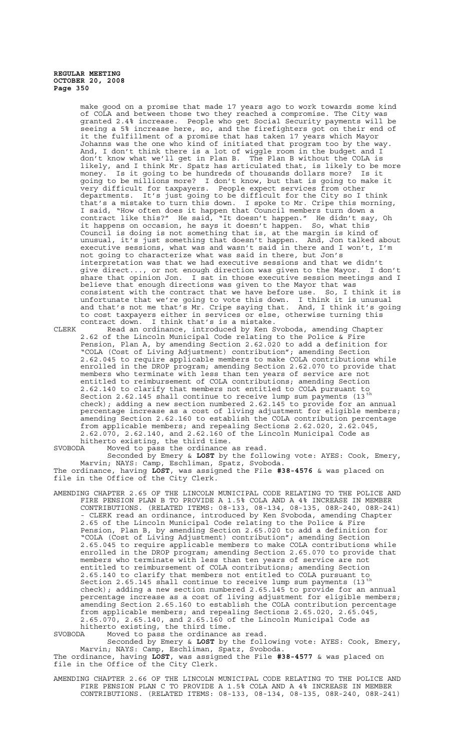make good on a promise that made 17 years ago to work towards some kind of COLA and between those two they reached a compromise. The City was granted 2.4% increase. People who get Social Security payments will be seeing a 5% increase here, so, and the firefighters got on their end of it the fulfillment of a promise that has taken 17 years which Mayor Johanns was the one who kind of initiated that program too by the way. And, I don't think there is a lot of wiggle room in the budget and I don't know what we'll get in Plan B. The Plan B without the COLA is likely, and I think Mr. Spatz has articulated that, is likely to be more money. Is it going to be hundreds of thousands dollars more? Is it going to be millions more? I don't know, but that is going to make it very difficult for taxpayers. People expect services from other departments. It's just going to be difficult for the City so I think that's a mistake to turn this down. I spoke to Mr. Cripe this morning, I said, "How often does it happen that Council members turn down a contract like this?" He said, "It doesn't happen." He didn't say, Oh it happens on occasion, he says it doesn't happen. So, what this Council is doing is not something that is, at the margin is kind of unusual, it's just something that doesn't happen. And, Jon talked about executive sessions, what was and wasn't said in there and I won't, I'm not going to characterize what was said in there, but Jon's interpretation was that we had executive sessions and that we didn't give direct..., or not enough direction was given to the Mayor. I don't share that opinion Jon. I sat in those executive session meetings and I believe that enough directions was given to the Mayor that was consistent with the contract that we have before use. So, I think it is unfortunate that we're going to vote this down. I think it is unusual and that's not me that's Mr. Cripe saying that. And, I think it's going to cost taxpayers either in services or else, otherwise turning this contract down. I think that's is a mistake.

CLERK Read an ordinance, introduced by Ken Svoboda, amending Chapter 2.62 of the Lincoln Municipal Code relating to the Police & Fire Pension, Plan A, by amending Section 2.62.020 to add a definition for "COLA (Cost of Living Adjustment) contribution"; amending Section 2.62.045 to require applicable members to make COLA contributions while enrolled in the DROP program; amending Section 2.62.070 to provide that members who terminate with less than ten years of service are not entitled to reimbursement of COLA contributions; amending Section 2.62.140 to clarify that members not entitled to COLA pursuant to Section 2.62.145 shall continue to receive lump sum payments (13th check); adding a new section numbered 2.62.145 to provide for an annual percentage increase as a cost of living adjustment for eligible members; amending Section 2.62.160 to establish the COLA contribution percentage from applicable members; and repealing Sections 2.62.020, 2.62.045, 2.62.070, 2.62.140, and 2.62.160 of the Lincoln Municipal Code as hitherto existing, the third time.

SVOBODA Moved to pass the ordinance as read.

Seconded by Emery & **LOST** by the following vote: AYES: Cook, Emery, Marvin; NAYS: Camp, Eschliman, Spatz, Svoboda.

The ordinance, having **LOST**, was assigned the File **#38-4576** & was placed on file in the Office of the City Clerk.

AMENDING CHAPTER 2.65 OF THE LINCOLN MUNICIPAL CODE RELATING TO THE POLICE AND FIRE PENSION PLAN B TO PROVIDE A 1.5% COLA AND A 4% INCREASE IN MEMBER CONTRIBUTIONS. (RELATED ITEMS: 08-133, 08-134, 08-135, 08R-240, 08R-241) - CLERK read an ordinance, introduced by Ken Svoboda, amending Chapter 2.65 of the Lincoln Municipal Code relating to the Police & Fire Pension, Plan B, by amending Section 2.65.020 to add a definition for "COLA (Cost of Living Adjustment) contribution"; amending Section 2.65.045 to require applicable members to make COLA contributions while enrolled in the DROP program; amending Section 2.65.070 to provide that members who terminate with less than ten years of service are not entitled to reimbursement of COLA contributions; amending Section 2.65.140 to clarify that members not entitled to COLA pursuant to Section 2.65.145 shall continue to receive lump sum payments (13th check); adding a new section numbered 2.65.145 to provide for an annual percentage increase as a cost of living adjustment for eligible members; amending Section 2.65.160 to establish the COLA contribution percentage from applicable members; and repealing Sections 2.65.020, 2.65.045, 2.65.070, 2.65.140, and 2.65.160 of the Lincoln Municipal Code as hitherto existing, the third time.

SVOBODA Moved to pass the ordinance as read.

Seconded by Emery & **LOST** by the following vote: AYES: Cook, Emery, Marvin; NAYS: Camp, Eschliman, Spatz, Svoboda.

The ordinance, having **LOST**, was assigned the File **#38-4577** & was placed on file in the Office of the City Clerk.

AMENDING CHAPTER 2.66 OF THE LINCOLN MUNICIPAL CODE RELATING TO THE POLICE AND FIRE PENSION PLAN C TO PROVIDE A 1.5% COLA AND A 4% INCREASE IN MEMBER CONTRIBUTIONS. (RELATED ITEMS: 08-133, 08-134, 08-135, 08R-240, 08R-241)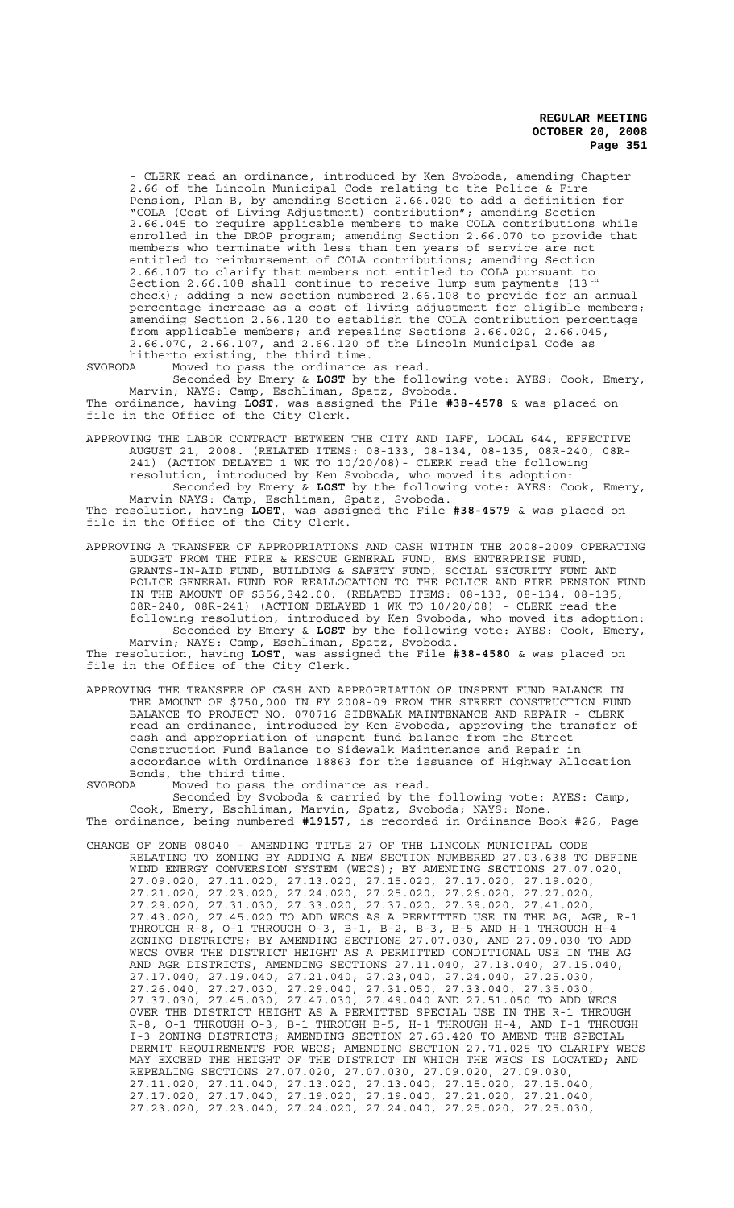- CLERK read an ordinance, introduced by Ken Svoboda, amending Chapter 2.66 of the Lincoln Municipal Code relating to the Police & Fire Pension, Plan B, by amending Section 2.66.020 to add a definition for "COLA (Cost of Living Adjustment) contribution"; amending Section 2.66.045 to require applicable members to make COLA contributions while enrolled in the DROP program; amending Section 2.66.070 to provide that members who terminate with less than ten years of service are not entitled to reimbursement of COLA contributions; amending Section 2.66.107 to clarify that members not entitled to COLA pursuant to Section 2.66.108 shall continue to receive lump sum payments (13th check); adding a new section numbered 2.66.108 to provide for an annual percentage increase as a cost of living adjustment for eligible members; amending Section 2.66.120 to establish the COLA contribution percentage from applicable members; and repealing Sections 2.66.020, 2.66.045, 2.66.070, 2.66.107, and 2.66.120 of the Lincoln Municipal Code as hitherto existing, the third time.

SVOBODA Moved to pass the ordinance as read.

Seconded by Emery & **LOST** by the following vote: AYES: Cook, Emery, Marvin; NAYS: Camp, Eschliman, Spatz, Svoboda.

The ordinance, having **LOST**, was assigned the File **#38-4578** & was placed on file in the Office of the City Clerk.

APPROVING THE LABOR CONTRACT BETWEEN THE CITY AND IAFF, LOCAL 644, EFFECTIVE AUGUST 21, 2008. (RELATED ITEMS: 08-133, 08-134, 08-135, 08R-240, 08R-241) (ACTION DELAYED 1 WK TO 10/20/08)- CLERK read the following resolution, introduced by Ken Svoboda, who moved its adoption:

Seconded by Emery & **LOST** by the following vote: AYES: Cook, Emery, Marvin NAYS: Camp, Eschliman, Spatz, Svoboda.

The resolution, having **LOST**, was assigned the File **#38-4579** & was placed on file in the Office of the City Clerk.

APPROVING A TRANSFER OF APPROPRIATIONS AND CASH WITHIN THE 2008-2009 OPERATING BUDGET FROM THE FIRE & RESCUE GENERAL FUND, EMS ENTERPRISE FUND, GRANTS-IN-AID FUND, BUILDING & SAFETY FUND, SOCIAL SECURITY FUND AND POLICE GENERAL FUND FOR REALLOCATION TO THE POLICE AND FIRE PENSION FUND IN THE AMOUNT OF $356,342.00. (RELATED ITEMS: 08-133, 08-134, 08-135, 08R-240, 08R-241) (ACTION DELAYED 1 WK TO 10/20/08) - CLERK read the following resolution, introduced by Ken Svoboda, who moved its adoption:

Seconded by Emery & **LOST** by the following vote: AYES: Cook, Emery, Marvin; NAYS: Camp, Eschliman, Spatz, Svoboda.

The resolution, having **LOST**, was assigned the File **#38-4580** & was placed on file in the Office of the City Clerk.

APPROVING THE TRANSFER OF CASH AND APPROPRIATION OF UNSPENT FUND BALANCE IN THE AMOUNT OF $750,000 IN FY 2008-09 FROM THE STREET CONSTRUCTION FUND BALANCE TO PROJECT NO. 070716 SIDEWALK MAINTENANCE AND REPAIR - CLERK read an ordinance, introduced by Ken Svoboda, approving the transfer of cash and appropriation of unspent fund balance from the Street Construction Fund Balance to Sidewalk Maintenance and Repair in accordance with Ordinance 18863 for the issuance of Highway Allocation Bonds, the third time.

SVOBODA Moved to pass the ordinance as read.

Seconded by Svoboda & carried by the following vote: AYES: Camp, Cook, Emery, Eschliman, Marvin, Spatz, Svoboda; NAYS: None.

The ordinance, being numbered **#19157**, is recorded in Ordinance Book #26, Page

CHANGE OF ZONE 08040 - AMENDING TITLE 27 OF THE LINCOLN MUNICIPAL CODE RELATING TO ZONING BY ADDING A NEW SECTION NUMBERED 27.03.638 TO DEFINE WIND ENERGY CONVERSION SYSTEM (WECS); BY AMENDING SECTIONS 27.07.020, 27.09.020, 27.11.020, 27.13.020, 27.15.020, 27.17.020, 27.19.020, 27.21.020, 27.23.020, 27.24.020, 27.25.020, 27.26.020, 27.27.020, 27.29.020, 27.31.030, 27.33.020, 27.37.020, 27.39.020, 27.41.020, 27.43.020, 27.45.020 TO ADD WECS AS A PERMITTED USE IN THE AG, AGR, R-1 THROUGH R-8, O-1 THROUGH O-3, B-1, B-2, B-3, B-5 AND H-1 THROUGH H-4 ZONING DISTRICTS; BY AMENDING SECTIONS 27.07.030, AND 27.09.030 TO ADD WECS OVER THE DISTRICT HEIGHT AS A PERMITTED CONDITIONAL USE IN THE AG AND AGR DISTRICTS, AMENDING SECTIONS 27.11.040, 27.13.040, 27.15.040, 27.17.040, 27.19.040, 27.21.040, 27.23,040, 27.24.040, 27.25.030, 27.26.040, 27.27.030, 27.29.040, 27.31.050, 27.33.040, 27.35.030, 27.37.030, 27.45.030, 27.47.030, 27.49.040 AND 27.51.050 TO ADD WECS OVER THE DISTRICT HEIGHT AS A PERMITTED SPECIAL USE IN THE R-1 THROUGH R-8, O-1 THROUGH O-3, B-1 THROUGH B-5, H-1 THROUGH H-4, AND I-1 THROUGH I-3 ZONING DISTRICTS; AMENDING SECTION 27.63.420 TO AMEND THE SPECIAL PERMIT REQUIREMENTS FOR WECS; AMENDING SECTION 27.71.025 TO CLARIFY WECS MAY EXCEED THE HEIGHT OF THE DISTRICT IN WHICH THE WECS IS LOCATED; AND REPEALING SECTIONS 27.07.020, 27.07.030, 27.09.020, 27.09.030, 27.11.020, 27.11.040, 27.13.020, 27.13.040, 27.15.020, 27.15.040, 27.17.020, 27.17.040, 27.19.020, 27.19.040, 27.21.020, 27.21.040, 27.23.020, 27.23.040, 27.24.020, 27.24.040, 27.25.020, 27.25.030,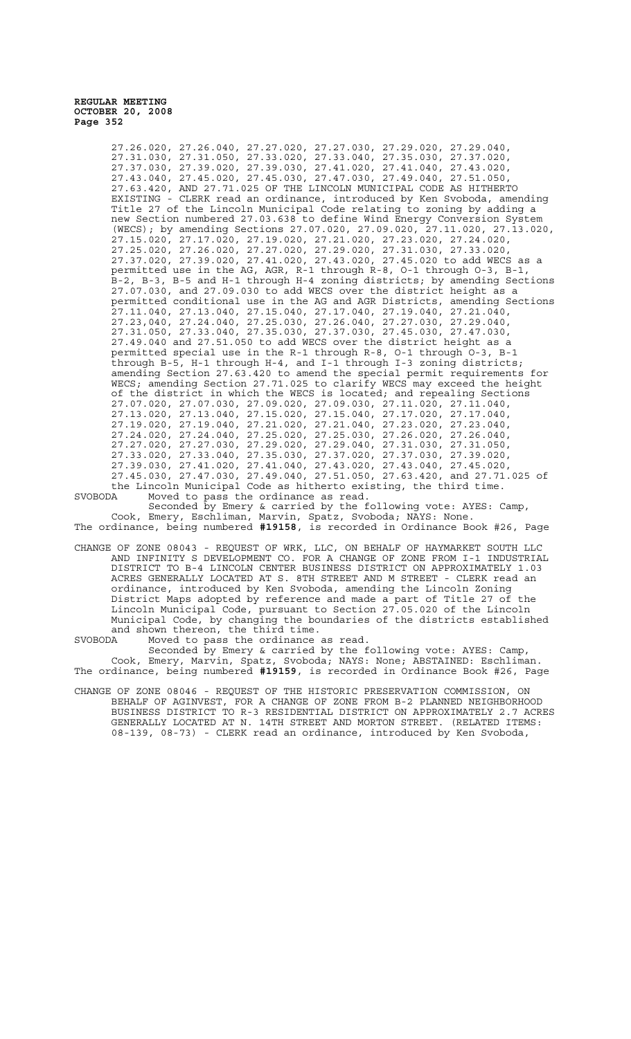27.26.020, 27.26.040, 27.27.020, 27.27.030, 27.29.020, 27.29.040, 27.31.030, 27.31.050, 27.33.020, 27.33.040, 27.35.030, 27.37.020, 27.37.030, 27.39.020, 27.39.030, 27.41.020, 27.41.040, 27.43.020, 27.43.040, 27.45.020, 27.45.030, 27.47.030, 27.49.040, 27.51.050, 27.63.420, AND 27.71.025 OF THE LINCOLN MUNICIPAL CODE AS HITHERTO EXISTING - CLERK read an ordinance, introduced by Ken Svoboda, amending Title 27 of the Lincoln Municipal Code relating to zoning by adding a new Section numbered 27.03.638 to define Wind Energy Conversion System (WECS); by amending Sections 27.07.020, 27.09.020, 27.11.020, 27.13.020, 27.15.020, 27.17.020, 27.19.020, 27.21.020, 27.23.020, 27.24.020, 27.25.020, 27.26.020, 27.27.020, 27.29.020, 27.31.030, 27.33.020, 27.37.020, 27.39.020, 27.41.020, 27.43.020, 27.45.020 to add WECS as a permitted use in the AG, AGR, R-1 through R-8, O-1 through O-3, B-1, B-2, B-3, B-5 and H-1 through H-4 zoning districts; by amending Sections 27.07.030, and 27.09.030 to add WECS over the district height as a permitted conditional use in the AG and AGR Districts, amending Sections 27.11.040, 27.13.040, 27.15.040, 27.17.040, 27.19.040, 27.21.040, 27.23,040, 27.24.040, 27.25.030, 27.26.040, 27.27.030, 27.29.040, 27.31.050, 27.33.040, 27.35.030, 27.37.030, 27.45.030, 27.47.030, 27.49.040 and 27.51.050 to add WECS over the district height as a permitted special use in the R-1 through R-8, O-1 through O-3, B-1 through B-5, H-1 through H-4, and I-1 through I-3 zoning districts; amending Section 27.63.420 to amend the special permit requirements for WECS; amending Section 27.71.025 to clarify WECS may exceed the height of the district in which the WECS is located; and repealing Sections 27.07.020, 27.07.030, 27.09.020, 27.09.030, 27.11.020, 27.11.040, 27.13.020, 27.13.040, 27.15.020, 27.15.040, 27.17.020, 27.17.040, 27.19.020, 27.19.040, 27.21.020, 27.21.040, 27.23.020, 27.23.040, 27.24.020, 27.24.040, 27.25.020, 27.25.030, 27.26.020, 27.26.040, 27.27.020, 27.27.030, 27.29.020, 27.29.040, 27.31.030, 27.31.050, 27.33.020, 27.33.040, 27.35.030, 27.37.020, 27.37.030, 27.39.020, 27.39.030, 27.41.020, 27.41.040, 27.43.020, 27.43.040, 27.45.020, 27.45.030, 27.47.030, 27.49.040, 27.51.050, 27.63.420, and 27.71.025 of the Lincoln Municipal Code as hitherto existing, the third time.

SVOBODA Moved to pass the ordinance as read.

Seconded by Emery & carried by the following vote: AYES: Camp, Cook, Emery, Eschliman, Marvin, Spatz, Svoboda; NAYS: None.

The ordinance, being numbered **#19158**, is recorded in Ordinance Book #26, Page

CHANGE OF ZONE 08043 - REQUEST OF WRK, LLC, ON BEHALF OF HAYMARKET SOUTH LLC AND INFINITY S DEVELOPMENT CO. FOR A CHANGE OF ZONE FROM I-1 INDUSTRIAL DISTRICT TO B-4 LINCOLN CENTER BUSINESS DISTRICT ON APPROXIMATELY 1.03 ACRES GENERALLY LOCATED AT S. 8TH STREET AND M STREET - CLERK read an ordinance, introduced by Ken Svoboda, amending the Lincoln Zoning District Maps adopted by reference and made a part of Title 27 of the Lincoln Municipal Code, pursuant to Section 27.05.020 of the Lincoln Municipal Code, by changing the boundaries of the districts established and shown thereon, the third time.

SVOBODA Moved to pass the ordinance as read.

Seconded by Emery & carried by the following vote: AYES: Camp, Cook, Emery, Marvin, Spatz, Svoboda; NAYS: None; ABSTAINED: Eschliman.

The ordinance, being numbered **#19159**, is recorded in Ordinance Book #26, Page

CHANGE OF ZONE 08046 - REQUEST OF THE HISTORIC PRESERVATION COMMISSION, ON BEHALF OF AGINVEST, FOR A CHANGE OF ZONE FROM B-2 PLANNED NEIGHBORHOOD BUSINESS DISTRICT TO R-3 RESIDENTIAL DISTRICT ON APPROXIMATELY 2.7 ACRES GENERALLY LOCATED AT N. 14TH STREET AND MORTON STREET. (RELATED ITEMS: 08-139, 08-73) - CLERK read an ordinance, introduced by Ken Svoboda,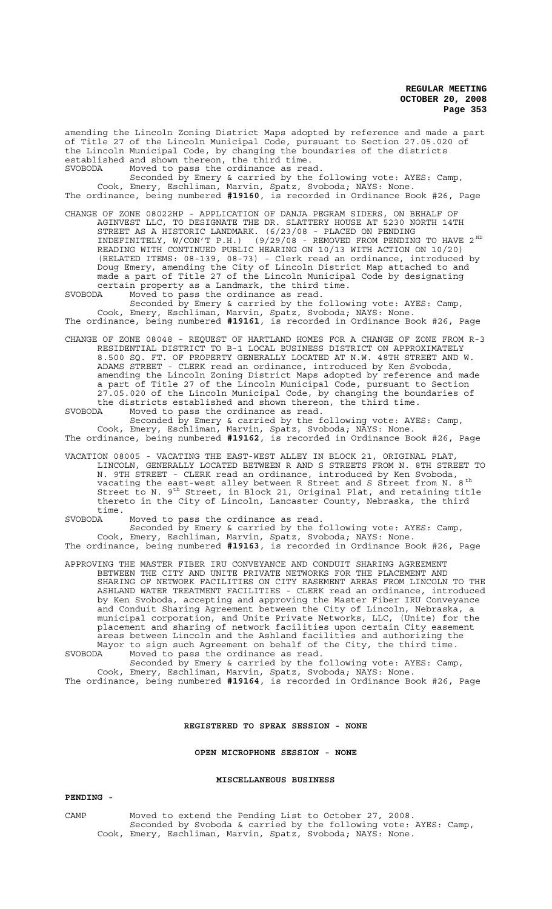amending the Lincoln Zoning District Maps adopted by reference and made a part of Title 27 of the Lincoln Municipal Code, pursuant to Section 27.05.020 of the Lincoln Municipal Code, by changing the boundaries of the districts established and shown thereon, the third time.

SVOBODA Moved to pass the ordinance as read.
Seconded by Emery & carried by the following vote: AYES: Camp, Cook, Emery, Eschliman, Marvin, Spatz, Svoboda; NAYS: None.

The ordinance, being numbered **#19160**, is recorded in Ordinance Book #26, Page

CHANGE OF ZONE 08022HP - APPLICATION OF DANJA PEGRAM SIDERS, ON BEHALF OF AGINVEST LLC, TO DESIGNATE THE DR. SLATTERY HOUSE AT 5230 NORTH 14TH STREET AS A HISTORIC LANDMARK. (6/23/08 - PLACED ON PENDING INDEFINITELY, W/CON'T P.H.) (9/29/08 - REMOVED FROM PENDING TO HAVE 2ND READING WITH CONTINUED PUBLIC HEARING ON 10/13 WITH ACTION ON 10/20) (RELATED ITEMS: 08-139, 08-73) - Clerk read an ordinance, introduced by Doug Emery, amending the City of Lincoln District Map attached to and made a part of Title 27 of the Lincoln Municipal Code by designating certain property as a Landmark, the third time.

SVOBODA Moved to pass the ordinance as read.
Seconded by Emery & carried by the following vote: AYES: Camp, Cook, Emery, Eschliman, Marvin, Spatz, Svoboda; NAYS: None.

The ordinance, being numbered **#19161**, is recorded in Ordinance Book #26, Page

CHANGE OF ZONE 08048 - REQUEST OF HARTLAND HOMES FOR A CHANGE OF ZONE FROM R-3 RESIDENTIAL DISTRICT TO B-1 LOCAL BUSINESS DISTRICT ON APPROXIMATELY 8.500 SQ. FT. OF PROPERTY GENERALLY LOCATED AT N.W. 48TH STREET AND W. ADAMS STREET - CLERK read an ordinance, introduced by Ken Svoboda, amending the Lincoln Zoning District Maps adopted by reference and made a part of Title 27 of the Lincoln Municipal Code, pursuant to Section 27.05.020 of the Lincoln Municipal Code, by changing the boundaries of the districts established and shown thereon, the third time.

SVOBODA Moved to pass the ordinance as read.
Seconded by Emery & carried by the following vote: AYES: Camp, Cook, Emery, Eschliman, Marvin, Spatz, Svoboda; NAYS: None.

The ordinance, being numbered **#19162**, is recorded in Ordinance Book #26, Page

VACATION 08005 - VACATING THE EAST-WEST ALLEY IN BLOCK 21, ORIGINAL PLAT, LINCOLN, GENERALLY LOCATED BETWEEN R AND S STREETS FROM N. 8TH STREET TO N. 9TH STREET - CLERK read an ordinance, introduced by Ken Svoboda, vacating the east-west alley between R Street and S Street from N. 8th Street to N. 9th Street, in Block 21, Original Plat, and retaining title thereto in the City of Lincoln, Lancaster County, Nebraska, the third time.

SVOBODA Moved to pass the ordinance as read.
Seconded by Emery & carried by the following vote: AYES: Camp, Cook, Emery, Eschliman, Marvin, Spatz, Svoboda; NAYS: None.

The ordinance, being numbered **#19163**, is recorded in Ordinance Book #26, Page

APPROVING THE MASTER FIBER IRU CONVEYANCE AND CONDUIT SHARING AGREEMENT BETWEEN THE CITY AND UNITE PRIVATE NETWORKS FOR THE PLACEMENT AND SHARING OF NETWORK FACILITIES ON CITY EASEMENT AREAS FROM LINCOLN TO THE ASHLAND WATER TREATMENT FACILITIES - CLERK read an ordinance, introduced by Ken Svoboda, accepting and approving the Master Fiber IRU Conveyance and Conduit Sharing Agreement between the City of Lincoln, Nebraska, a municipal corporation, and Unite Private Networks, LLC, (Unite) for the placement and sharing of network facilities upon certain City easement areas between Lincoln and the Ashland facilities and authorizing the Mayor to sign such Agreement on behalf of the City, the third time.

SVOBODA Moved to pass the ordinance as read.
Seconded by Emery & carried by the following vote: AYES: Camp, Cook, Emery, Eschliman, Marvin, Spatz, Svoboda; NAYS: None.

The ordinance, being numbered **#19164**, is recorded in Ordinance Book #26, Page

**REGISTERED TO SPEAK SESSION - NONE**

**OPEN MICROPHONE SESSION - NONE**

**MISCELLANEOUS BUSINESS**

**PENDING -**

CAMP Moved to extend the Pending List to October 27, 2008.
Seconded by Svoboda & carried by the following vote: AYES: Camp, Cook, Emery, Eschliman, Marvin, Spatz, Svoboda; NAYS: None.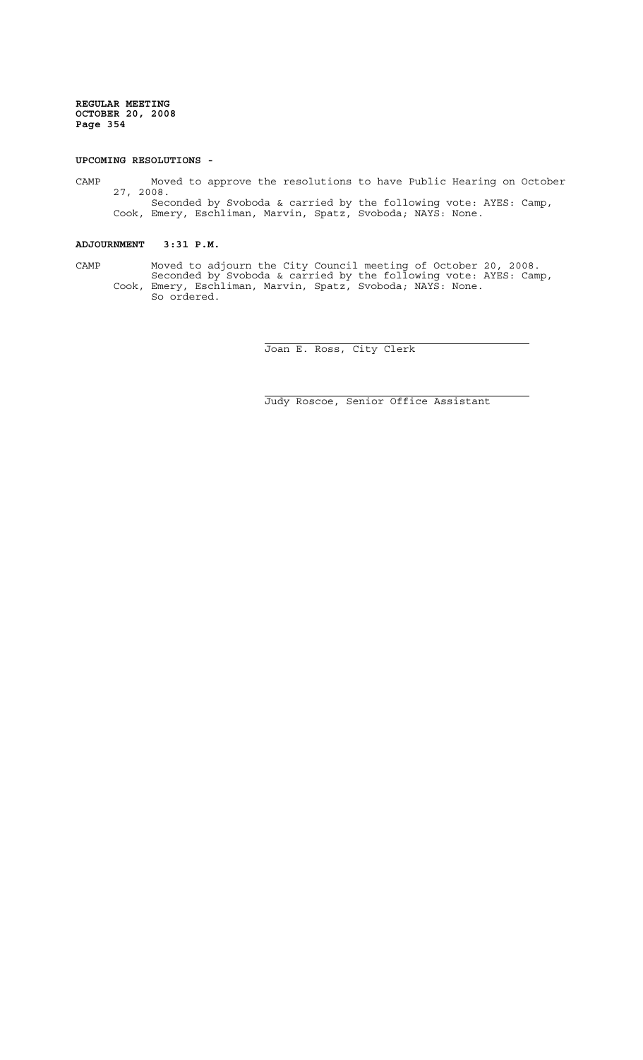**UPCOMING RESOLUTIONS -**

CAMP Moved to approve the resolutions to have Public Hearing on October 27, 2008.
Seconded by Svoboda & carried by the following vote: AYES: Camp, Cook, Emery, Eschliman, Marvin, Spatz, Svoboda; NAYS: None.

**ADJOURNMENT 3:31 P.M.**

CAMP Moved to adjourn the City Council meeting of October 20, 2008.
Seconded by Svoboda & carried by the following vote: AYES: Camp, Cook, Emery, Eschliman, Marvin, Spatz, Svoboda; NAYS: None.
So ordered.

Joan E. Ross, City Clerk

Judy Roscoe, Senior Office Assistant